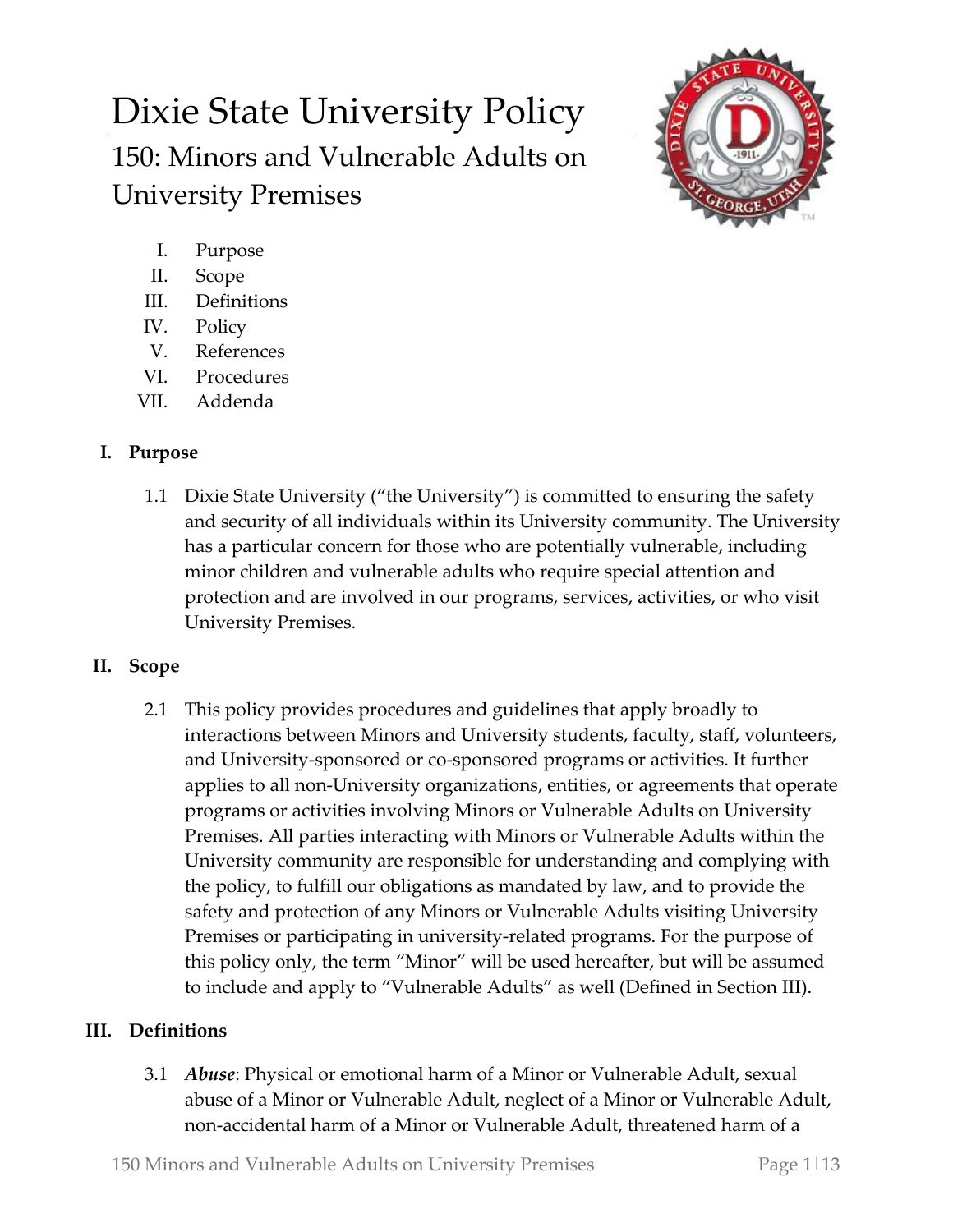# Dixie State University Policy

## 150: Minors and Vulnerable Adults on University Premises

I. Purpose
II. Scope
III. Definitions
IV. Policy
V. References
VI. Procedures
VII. Addenda

### I. Purpose

1.1 Dixie State University ("the University") is committed to ensuring the safety and security of all individuals within its University community. The University has a particular concern for those who are potentially vulnerable, including minor children and vulnerable adults who require special attention and protection and are involved in our programs, services, activities, or who visit University Premises.

### II. Scope

2.1 This policy provides procedures and guidelines that apply broadly to interactions between Minors and University students, faculty, staff, volunteers, and University-sponsored or co-sponsored programs or activities. It further applies to all non-University organizations, entities, or agreements that operate programs or activities involving Minors or Vulnerable Adults on University Premises. All parties interacting with Minors or Vulnerable Adults within the University community are responsible for understanding and complying with the policy, to fulfill our obligations as mandated by law, and to provide the safety and protection of any Minors or Vulnerable Adults visiting University Premises or participating in university-related programs. For the purpose of this policy only, the term "Minor" will be used hereafter, but will be assumed to include and apply to "Vulnerable Adults" as well (Defined in Section III).

### III. Definitions

3.1 ***Abuse***: Physical or emotional harm of a Minor or Vulnerable Adult, sexual abuse of a Minor or Vulnerable Adult, neglect of a Minor or Vulnerable Adult, non-accidental harm of a Minor or Vulnerable Adult, threatened harm of a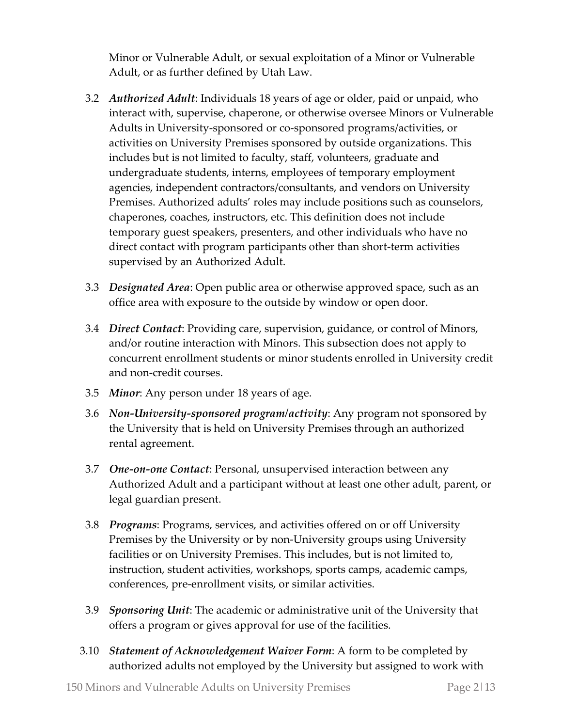Minor or Vulnerable Adult, or sexual exploitation of a Minor or Vulnerable Adult, or as further defined by Utah Law.

3.2 ***Authorized Adult***: Individuals 18 years of age or older, paid or unpaid, who interact with, supervise, chaperone, or otherwise oversee Minors or Vulnerable Adults in University-sponsored or co-sponsored programs/activities, or activities on University Premises sponsored by outside organizations. This includes but is not limited to faculty, staff, volunteers, graduate and undergraduate students, interns, employees of temporary employment agencies, independent contractors/consultants, and vendors on University Premises. Authorized adults' roles may include positions such as counselors, chaperones, coaches, instructors, etc. This definition does not include temporary guest speakers, presenters, and other individuals who have no direct contact with program participants other than short-term activities supervised by an Authorized Adult.

3.3 ***Designated Area***: Open public area or otherwise approved space, such as an office area with exposure to the outside by window or open door.

3.4 ***Direct Contact***: Providing care, supervision, guidance, or control of Minors, and/or routine interaction with Minors. This subsection does not apply to concurrent enrollment students or minor students enrolled in University credit and non-credit courses.

3.5 ***Minor***: Any person under 18 years of age.

3.6 ***Non-University-sponsored program/activity***: Any program not sponsored by the University that is held on University Premises through an authorized rental agreement.

3.7 ***One-on-one Contact***: Personal, unsupervised interaction between any Authorized Adult and a participant without at least one other adult, parent, or legal guardian present.

3.8 ***Programs***: Programs, services, and activities offered on or off University Premises by the University or by non-University groups using University facilities or on University Premises. This includes, but is not limited to, instruction, student activities, workshops, sports camps, academic camps, conferences, pre-enrollment visits, or similar activities.

3.9 ***Sponsoring Unit***: The academic or administrative unit of the University that offers a program or gives approval for use of the facilities.

3.10 ***Statement of Acknowledgement Waiver Form***: A form to be completed by authorized adults not employed by the University but assigned to work with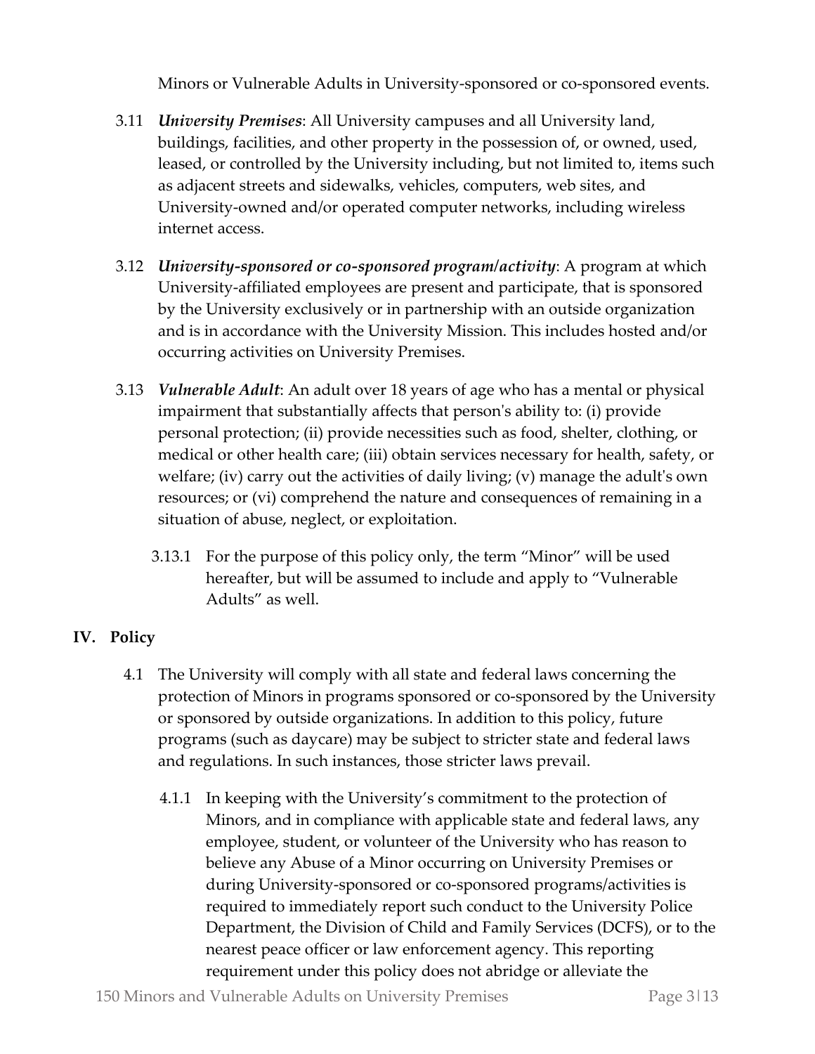Minors or Vulnerable Adults in University-sponsored or co-sponsored events.

3.11 ***University Premises***: All University campuses and all University land, buildings, facilities, and other property in the possession of, or owned, used, leased, or controlled by the University including, but not limited to, items such as adjacent streets and sidewalks, vehicles, computers, web sites, and University-owned and/or operated computer networks, including wireless internet access.

3.12 ***University-sponsored or co-sponsored program/activity***: A program at which University-affiliated employees are present and participate, that is sponsored by the University exclusively or in partnership with an outside organization and is in accordance with the University Mission. This includes hosted and/or occurring activities on University Premises.

3.13 ***Vulnerable Adult***: An adult over 18 years of age who has a mental or physical impairment that substantially affects that person's ability to: (i) provide personal protection; (ii) provide necessities such as food, shelter, clothing, or medical or other health care; (iii) obtain services necessary for health, safety, or welfare; (iv) carry out the activities of daily living; (v) manage the adult's own resources; or (vi) comprehend the nature and consequences of remaining in a situation of abuse, neglect, or exploitation.

3.13.1 For the purpose of this policy only, the term "Minor" will be used hereafter, but will be assumed to include and apply to "Vulnerable Adults" as well.

## IV. Policy

4.1 The University will comply with all state and federal laws concerning the protection of Minors in programs sponsored or co-sponsored by the University or sponsored by outside organizations. In addition to this policy, future programs (such as daycare) may be subject to stricter state and federal laws and regulations. In such instances, those stricter laws prevail.

4.1.1 In keeping with the University's commitment to the protection of Minors, and in compliance with applicable state and federal laws, any employee, student, or volunteer of the University who has reason to believe any Abuse of a Minor occurring on University Premises or during University-sponsored or co-sponsored programs/activities is required to immediately report such conduct to the University Police Department, the Division of Child and Family Services (DCFS), or to the nearest peace officer or law enforcement agency. This reporting requirement under this policy does not abridge or alleviate the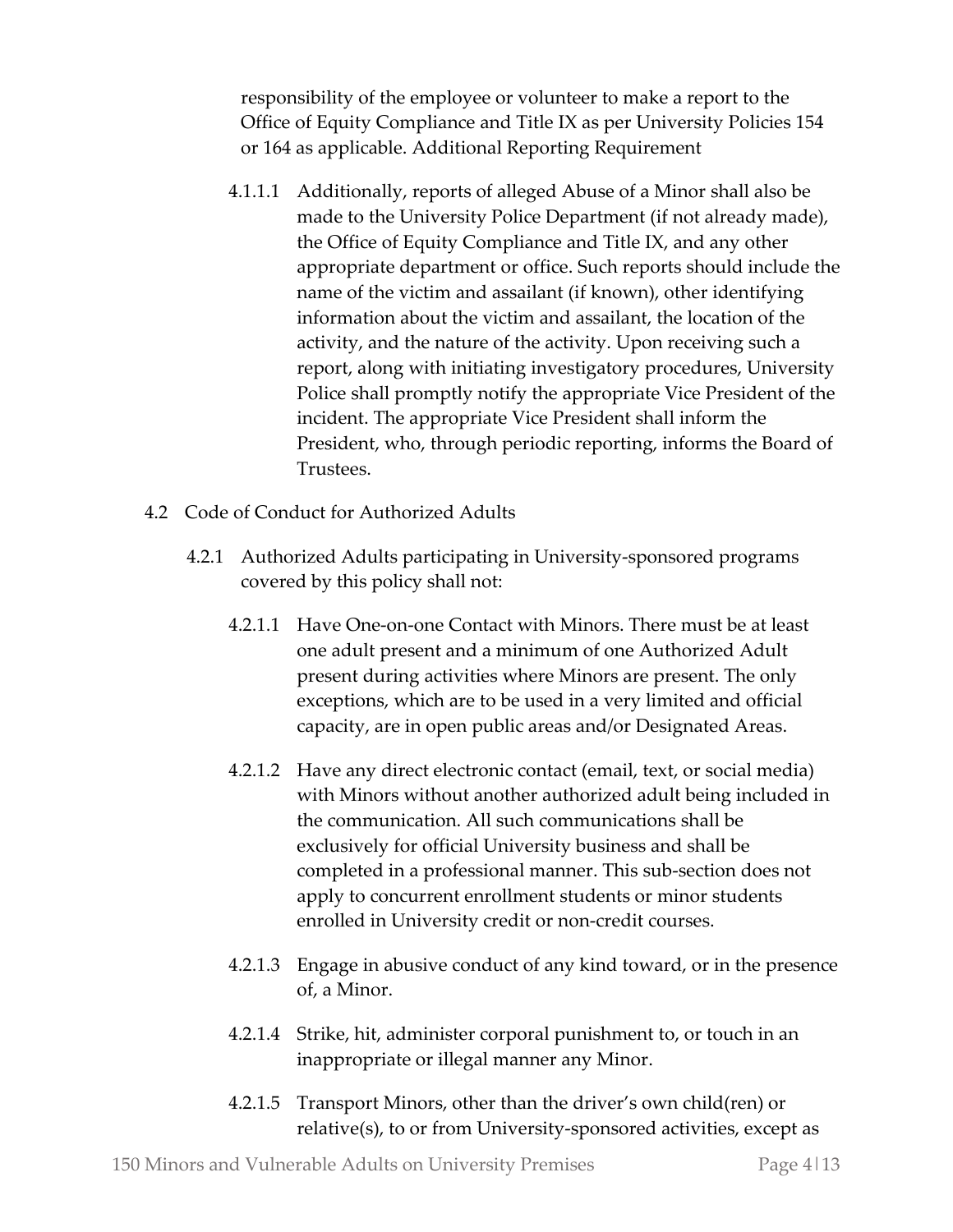responsibility of the employee or volunteer to make a report to the Office of Equity Compliance and Title IX as per University Policies 154 or 164 as applicable. Additional Reporting Requirement

4.1.1.1 Additionally, reports of alleged Abuse of a Minor shall also be made to the University Police Department (if not already made), the Office of Equity Compliance and Title IX, and any other appropriate department or office. Such reports should include the name of the victim and assailant (if known), other identifying information about the victim and assailant, the location of the activity, and the nature of the activity. Upon receiving such a report, along with initiating investigatory procedures, University Police shall promptly notify the appropriate Vice President of the incident. The appropriate Vice President shall inform the President, who, through periodic reporting, informs the Board of Trustees.

4.2 Code of Conduct for Authorized Adults

4.2.1 Authorized Adults participating in University-sponsored programs covered by this policy shall not:

4.2.1.1 Have One-on-one Contact with Minors. There must be at least one adult present and a minimum of one Authorized Adult present during activities where Minors are present. The only exceptions, which are to be used in a very limited and official capacity, are in open public areas and/or Designated Areas.

4.2.1.2 Have any direct electronic contact (email, text, or social media) with Minors without another authorized adult being included in the communication. All such communications shall be exclusively for official University business and shall be completed in a professional manner. This sub-section does not apply to concurrent enrollment students or minor students enrolled in University credit or non-credit courses.

4.2.1.3 Engage in abusive conduct of any kind toward, or in the presence of, a Minor.

4.2.1.4 Strike, hit, administer corporal punishment to, or touch in an inappropriate or illegal manner any Minor.

4.2.1.5 Transport Minors, other than the driver's own child(ren) or relative(s), to or from University-sponsored activities, except as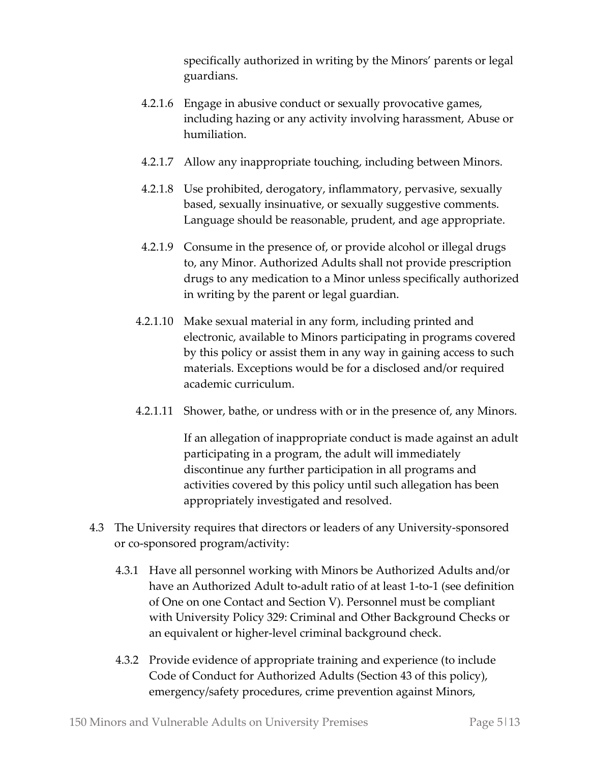specifically authorized in writing by the Minors' parents or legal guardians.

4.2.1.6 Engage in abusive conduct or sexually provocative games, including hazing or any activity involving harassment, Abuse or humiliation.

4.2.1.7 Allow any inappropriate touching, including between Minors.

4.2.1.8 Use prohibited, derogatory, inflammatory, pervasive, sexually based, sexually insinuative, or sexually suggestive comments. Language should be reasonable, prudent, and age appropriate.

4.2.1.9 Consume in the presence of, or provide alcohol or illegal drugs to, any Minor. Authorized Adults shall not provide prescription drugs to any medication to a Minor unless specifically authorized in writing by the parent or legal guardian.

4.2.1.10 Make sexual material in any form, including printed and electronic, available to Minors participating in programs covered by this policy or assist them in any way in gaining access to such materials. Exceptions would be for a disclosed and/or required academic curriculum.

4.2.1.11 Shower, bathe, or undress with or in the presence of, any Minors.

If an allegation of inappropriate conduct is made against an adult participating in a program, the adult will immediately discontinue any further participation in all programs and activities covered by this policy until such allegation has been appropriately investigated and resolved.

4.3 The University requires that directors or leaders of any University-sponsored or co-sponsored program/activity:

4.3.1 Have all personnel working with Minors be Authorized Adults and/or have an Authorized Adult to-adult ratio of at least 1-to-1 (see definition of One on one Contact and Section V). Personnel must be compliant with University Policy 329: Criminal and Other Background Checks or an equivalent or higher-level criminal background check.

4.3.2 Provide evidence of appropriate training and experience (to include Code of Conduct for Authorized Adults (Section 43 of this policy), emergency/safety procedures, crime prevention against Minors,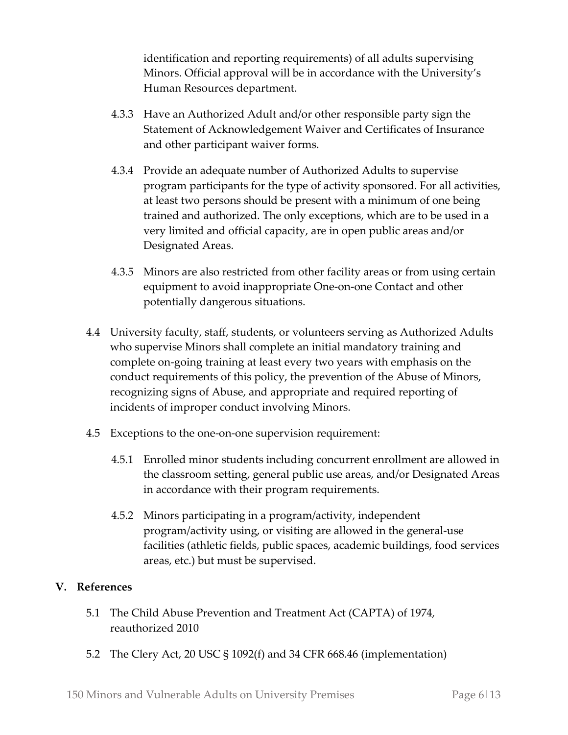identification and reporting requirements) of all adults supervising Minors. Official approval will be in accordance with the University's Human Resources department.

4.3.3 Have an Authorized Adult and/or other responsible party sign the Statement of Acknowledgement Waiver and Certificates of Insurance and other participant waiver forms.

4.3.4 Provide an adequate number of Authorized Adults to supervise program participants for the type of activity sponsored. For all activities, at least two persons should be present with a minimum of one being trained and authorized. The only exceptions, which are to be used in a very limited and official capacity, are in open public areas and/or Designated Areas.

4.3.5 Minors are also restricted from other facility areas or from using certain equipment to avoid inappropriate One-on-one Contact and other potentially dangerous situations.

4.4 University faculty, staff, students, or volunteers serving as Authorized Adults who supervise Minors shall complete an initial mandatory training and complete on-going training at least every two years with emphasis on the conduct requirements of this policy, the prevention of the Abuse of Minors, recognizing signs of Abuse, and appropriate and required reporting of incidents of improper conduct involving Minors.

4.5 Exceptions to the one-on-one supervision requirement:

4.5.1 Enrolled minor students including concurrent enrollment are allowed in the classroom setting, general public use areas, and/or Designated Areas in accordance with their program requirements.

4.5.2 Minors participating in a program/activity, independent program/activity using, or visiting are allowed in the general-use facilities (athletic fields, public spaces, academic buildings, food services areas, etc.) but must be supervised.

## V. References

5.1 The Child Abuse Prevention and Treatment Act (CAPTA) of 1974, reauthorized 2010

5.2 The Clery Act, 20 USC § 1092(f) and 34 CFR 668.46 (implementation)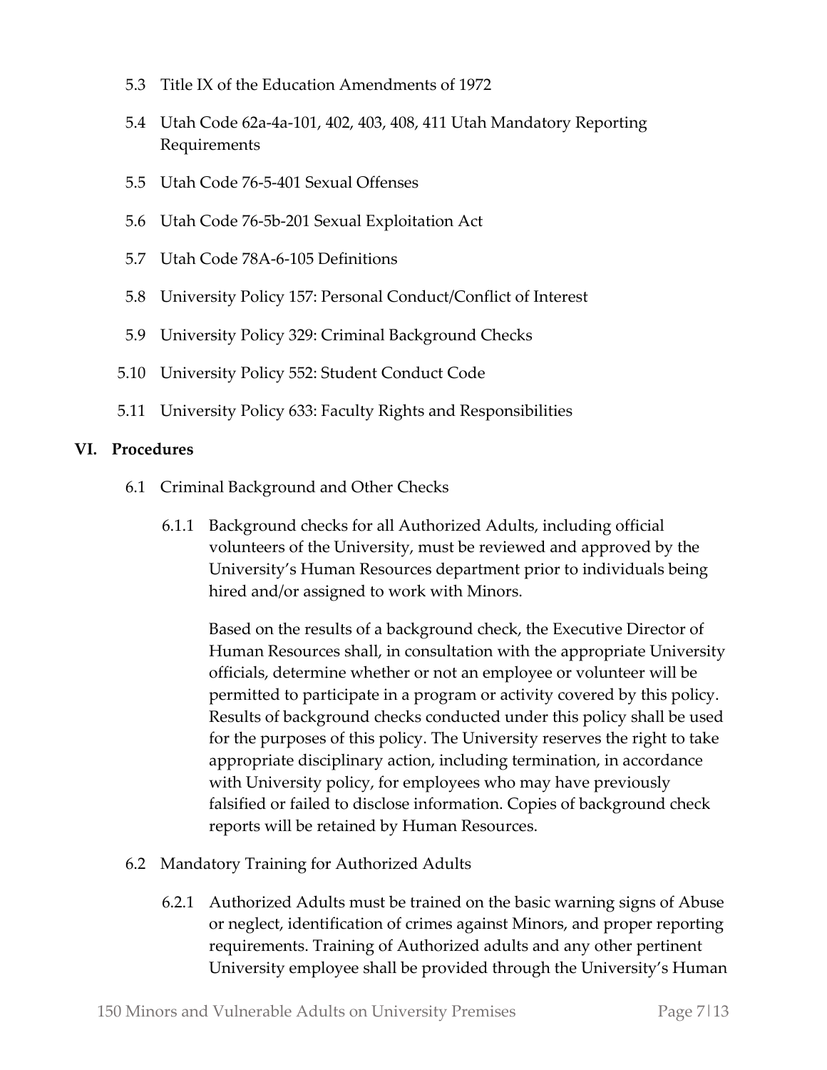5.3 Title IX of the Education Amendments of 1972

5.4 Utah Code 62a-4a-101, 402, 403, 408, 411 Utah Mandatory Reporting Requirements

5.5 Utah Code 76-5-401 Sexual Offenses

5.6 Utah Code 76-5b-201 Sexual Exploitation Act

5.7 Utah Code 78A-6-105 Definitions

5.8 University Policy 157: Personal Conduct/Conflict of Interest

5.9 University Policy 329: Criminal Background Checks

5.10 University Policy 552: Student Conduct Code

5.11 University Policy 633: Faculty Rights and Responsibilities

## VI. Procedures

6.1 Criminal Background and Other Checks

6.1.1 Background checks for all Authorized Adults, including official volunteers of the University, must be reviewed and approved by the University's Human Resources department prior to individuals being hired and/or assigned to work with Minors.

Based on the results of a background check, the Executive Director of Human Resources shall, in consultation with the appropriate University officials, determine whether or not an employee or volunteer will be permitted to participate in a program or activity covered by this policy. Results of background checks conducted under this policy shall be used for the purposes of this policy. The University reserves the right to take appropriate disciplinary action, including termination, in accordance with University policy, for employees who may have previously falsified or failed to disclose information. Copies of background check reports will be retained by Human Resources.

6.2 Mandatory Training for Authorized Adults

6.2.1 Authorized Adults must be trained on the basic warning signs of Abuse or neglect, identification of crimes against Minors, and proper reporting requirements. Training of Authorized adults and any other pertinent University employee shall be provided through the University's Human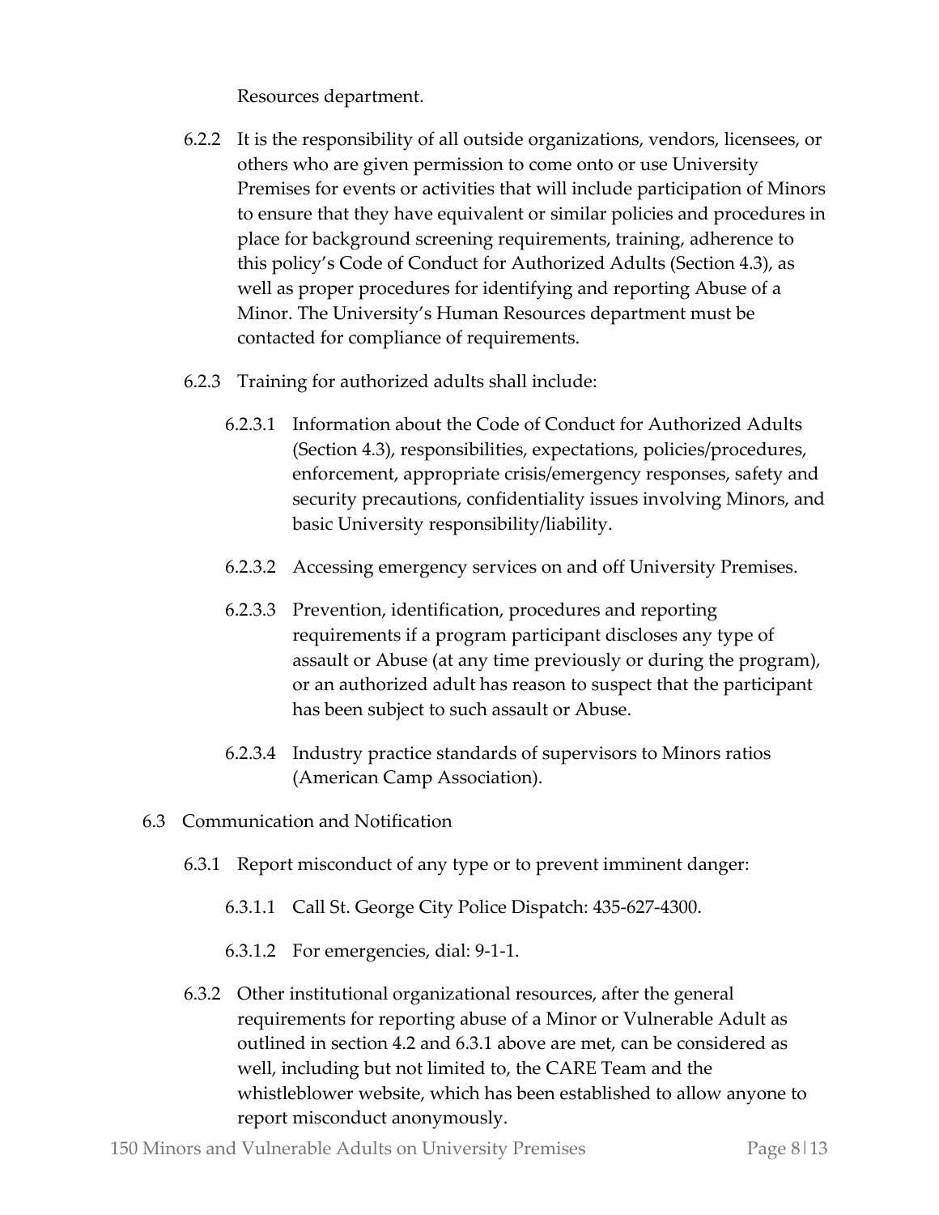Resources department.

6.2.2 It is the responsibility of all outside organizations, vendors, licensees, or others who are given permission to come onto or use University Premises for events or activities that will include participation of Minors to ensure that they have equivalent or similar policies and procedures in place for background screening requirements, training, adherence to this policy's Code of Conduct for Authorized Adults (Section 4.3), as well as proper procedures for identifying and reporting Abuse of a Minor. The University's Human Resources department must be contacted for compliance of requirements.

6.2.3 Training for authorized adults shall include:

6.2.3.1 Information about the Code of Conduct for Authorized Adults (Section 4.3), responsibilities, expectations, policies/procedures, enforcement, appropriate crisis/emergency responses, safety and security precautions, confidentiality issues involving Minors, and basic University responsibility/liability.

6.2.3.2 Accessing emergency services on and off University Premises.

6.2.3.3 Prevention, identification, procedures and reporting requirements if a program participant discloses any type of assault or Abuse (at any time previously or during the program), or an authorized adult has reason to suspect that the participant has been subject to such assault or Abuse.

6.2.3.4 Industry practice standards of supervisors to Minors ratios (American Camp Association).

6.3 Communication and Notification

6.3.1 Report misconduct of any type or to prevent imminent danger:

6.3.1.1 Call St. George City Police Dispatch: 435-627-4300.

6.3.1.2 For emergencies, dial: 9-1-1.

6.3.2 Other institutional organizational resources, after the general requirements for reporting abuse of a Minor or Vulnerable Adult as outlined in section 4.2 and 6.3.1 above are met, can be considered as well, including but not limited to, the CARE Team and the whistleblower website, which has been established to allow anyone to report misconduct anonymously.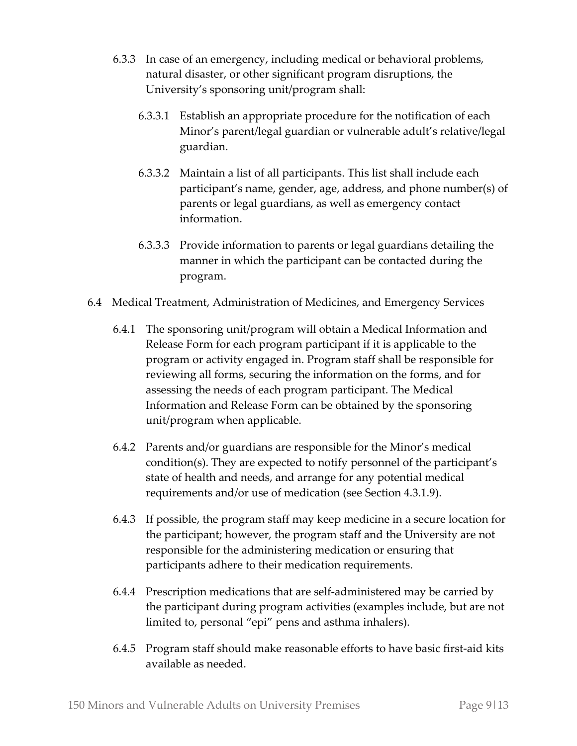6.3.3 In case of an emergency, including medical or behavioral problems, natural disaster, or other significant program disruptions, the University's sponsoring unit/program shall:

6.3.3.1 Establish an appropriate procedure for the notification of each Minor's parent/legal guardian or vulnerable adult's relative/legal guardian.

6.3.3.2 Maintain a list of all participants. This list shall include each participant's name, gender, age, address, and phone number(s) of parents or legal guardians, as well as emergency contact information.

6.3.3.3 Provide information to parents or legal guardians detailing the manner in which the participant can be contacted during the program.

6.4 Medical Treatment, Administration of Medicines, and Emergency Services

6.4.1 The sponsoring unit/program will obtain a Medical Information and Release Form for each program participant if it is applicable to the program or activity engaged in. Program staff shall be responsible for reviewing all forms, securing the information on the forms, and for assessing the needs of each program participant. The Medical Information and Release Form can be obtained by the sponsoring unit/program when applicable.

6.4.2 Parents and/or guardians are responsible for the Minor's medical condition(s). They are expected to notify personnel of the participant's state of health and needs, and arrange for any potential medical requirements and/or use of medication (see Section 4.3.1.9).

6.4.3 If possible, the program staff may keep medicine in a secure location for the participant; however, the program staff and the University are not responsible for the administering medication or ensuring that participants adhere to their medication requirements.

6.4.4 Prescription medications that are self-administered may be carried by the participant during program activities (examples include, but are not limited to, personal "epi" pens and asthma inhalers).

6.4.5 Program staff should make reasonable efforts to have basic first-aid kits available as needed.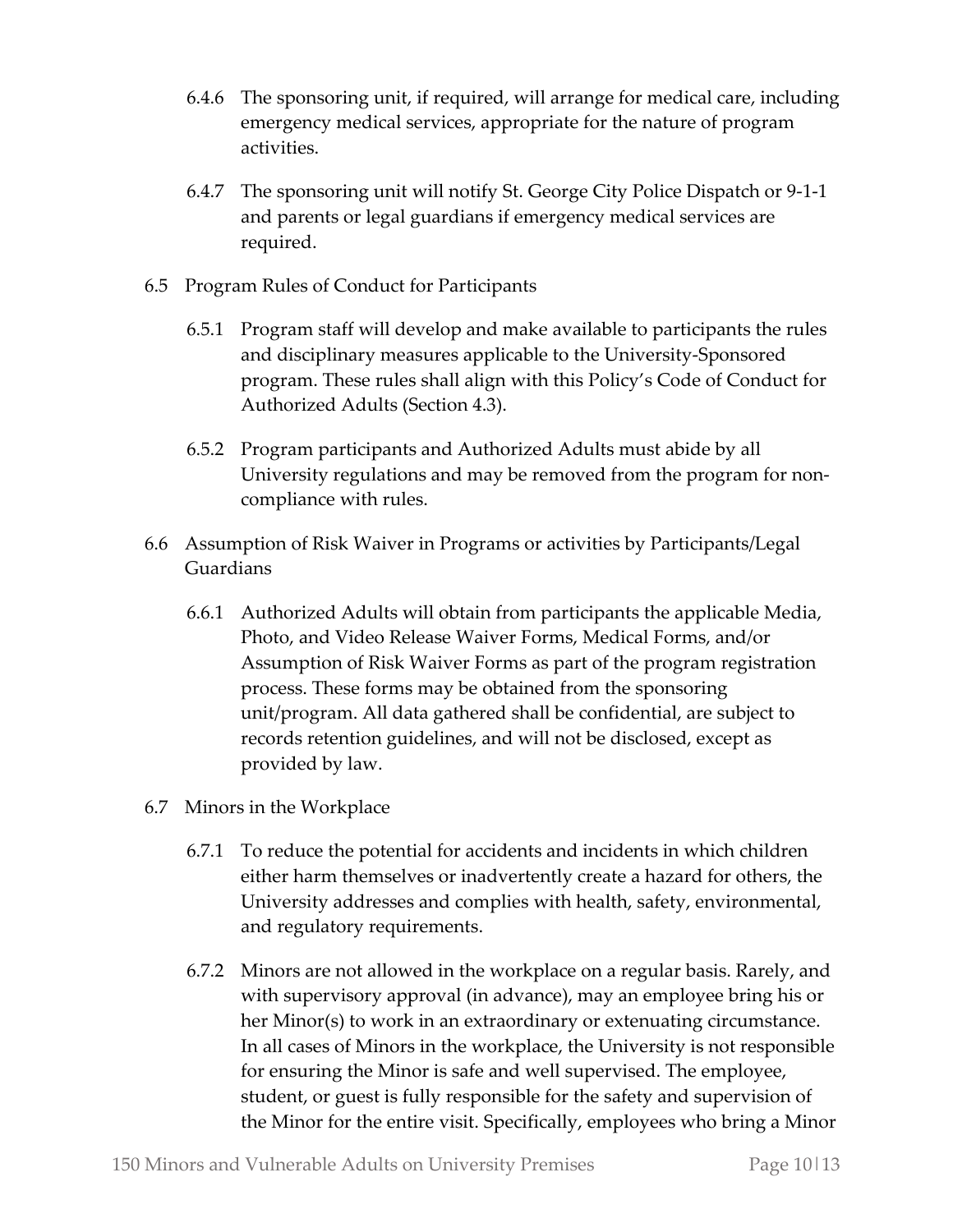6.4.6 The sponsoring unit, if required, will arrange for medical care, including emergency medical services, appropriate for the nature of program activities.

6.4.7 The sponsoring unit will notify St. George City Police Dispatch or 9-1-1 and parents or legal guardians if emergency medical services are required.

6.5 Program Rules of Conduct for Participants

6.5.1 Program staff will develop and make available to participants the rules and disciplinary measures applicable to the University-Sponsored program. These rules shall align with this Policy's Code of Conduct for Authorized Adults (Section 4.3).

6.5.2 Program participants and Authorized Adults must abide by all University regulations and may be removed from the program for non-compliance with rules.

6.6 Assumption of Risk Waiver in Programs or activities by Participants/Legal Guardians

6.6.1 Authorized Adults will obtain from participants the applicable Media, Photo, and Video Release Waiver Forms, Medical Forms, and/or Assumption of Risk Waiver Forms as part of the program registration process. These forms may be obtained from the sponsoring unit/program. All data gathered shall be confidential, are subject to records retention guidelines, and will not be disclosed, except as provided by law.

6.7 Minors in the Workplace

6.7.1 To reduce the potential for accidents and incidents in which children either harm themselves or inadvertently create a hazard for others, the University addresses and complies with health, safety, environmental, and regulatory requirements.

6.7.2 Minors are not allowed in the workplace on a regular basis. Rarely, and with supervisory approval (in advance), may an employee bring his or her Minor(s) to work in an extraordinary or extenuating circumstance. In all cases of Minors in the workplace, the University is not responsible for ensuring the Minor is safe and well supervised. The employee, student, or guest is fully responsible for the safety and supervision of the Minor for the entire visit. Specifically, employees who bring a Minor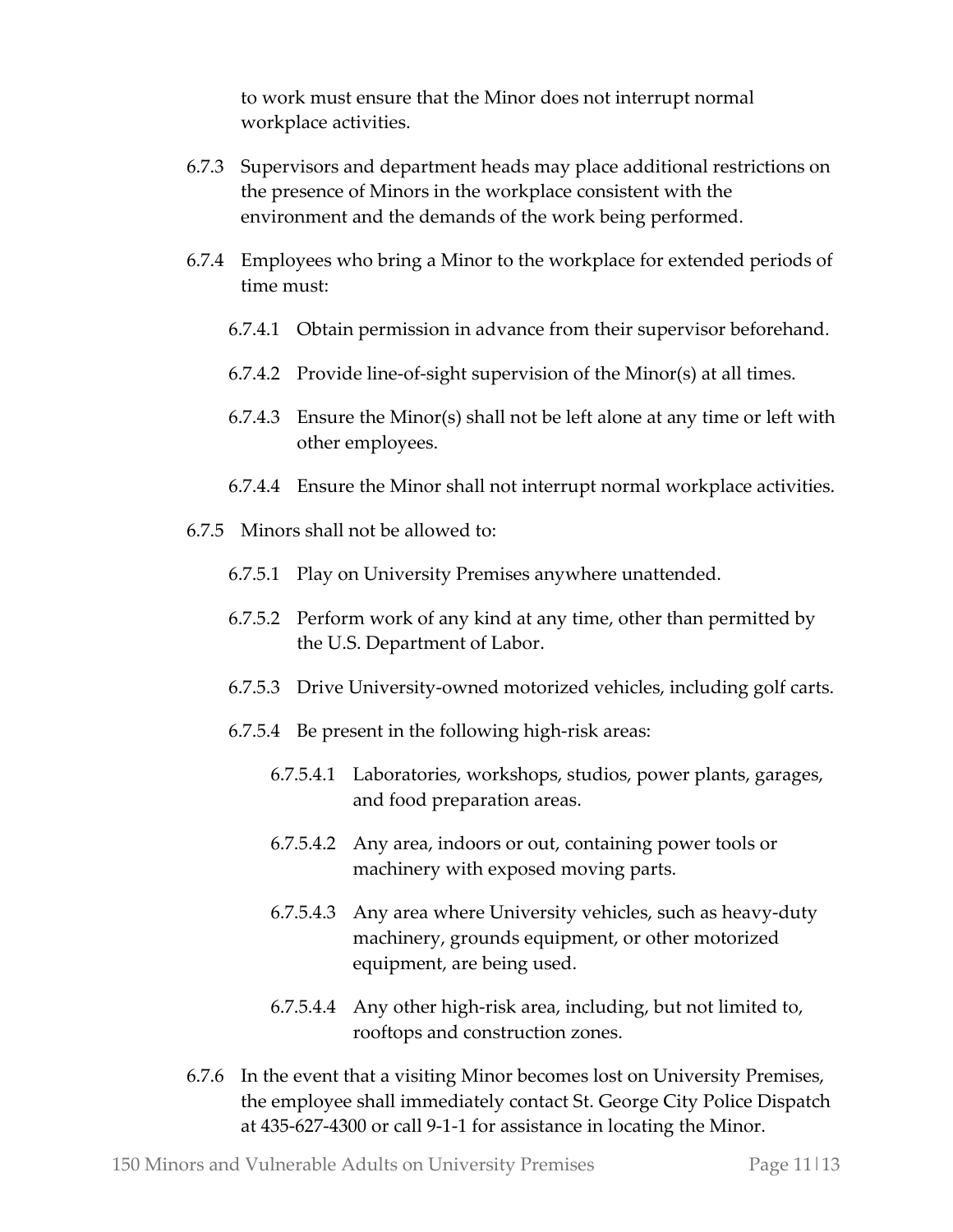to work must ensure that the Minor does not interrupt normal workplace activities.

6.7.3 Supervisors and department heads may place additional restrictions on the presence of Minors in the workplace consistent with the environment and the demands of the work being performed.

6.7.4 Employees who bring a Minor to the workplace for extended periods of time must:

- 6.7.4.1 Obtain permission in advance from their supervisor beforehand.
- 6.7.4.2 Provide line-of-sight supervision of the Minor(s) at all times.
- 6.7.4.3 Ensure the Minor(s) shall not be left alone at any time or left with other employees.
- 6.7.4.4 Ensure the Minor shall not interrupt normal workplace activities.

6.7.5 Minors shall not be allowed to:

- 6.7.5.1 Play on University Premises anywhere unattended.
- 6.7.5.2 Perform work of any kind at any time, other than permitted by the U.S. Department of Labor.
- 6.7.5.3 Drive University-owned motorized vehicles, including golf carts.
- 6.7.5.4 Be present in the following high-risk areas:
  - 6.7.5.4.1 Laboratories, workshops, studios, power plants, garages, and food preparation areas.
  - 6.7.5.4.2 Any area, indoors or out, containing power tools or machinery with exposed moving parts.
  - 6.7.5.4.3 Any area where University vehicles, such as heavy-duty machinery, grounds equipment, or other motorized equipment, are being used.
  - 6.7.5.4.4 Any other high-risk area, including, but not limited to, rooftops and construction zones.

6.7.6 In the event that a visiting Minor becomes lost on University Premises, the employee shall immediately contact St. George City Police Dispatch at 435-627-4300 or call 9-1-1 for assistance in locating the Minor.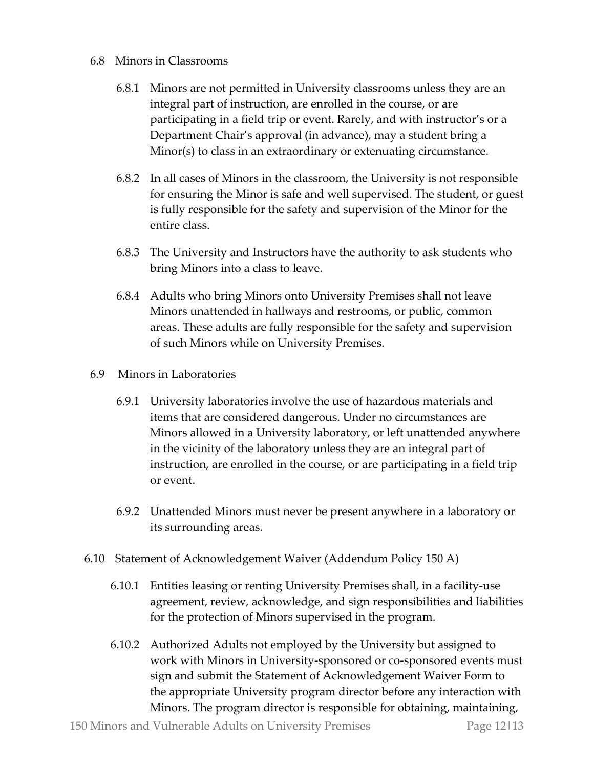6.8 Minors in Classrooms

6.8.1 Minors are not permitted in University classrooms unless they are an integral part of instruction, are enrolled in the course, or are participating in a field trip or event. Rarely, and with instructor's or a Department Chair's approval (in advance), may a student bring a Minor(s) to class in an extraordinary or extenuating circumstance.

6.8.2 In all cases of Minors in the classroom, the University is not responsible for ensuring the Minor is safe and well supervised. The student, or guest is fully responsible for the safety and supervision of the Minor for the entire class.

6.8.3 The University and Instructors have the authority to ask students who bring Minors into a class to leave.

6.8.4 Adults who bring Minors onto University Premises shall not leave Minors unattended in hallways and restrooms, or public, common areas. These adults are fully responsible for the safety and supervision of such Minors while on University Premises.

6.9 Minors in Laboratories

6.9.1 University laboratories involve the use of hazardous materials and items that are considered dangerous. Under no circumstances are Minors allowed in a University laboratory, or left unattended anywhere in the vicinity of the laboratory unless they are an integral part of instruction, are enrolled in the course, or are participating in a field trip or event.

6.9.2 Unattended Minors must never be present anywhere in a laboratory or its surrounding areas.

6.10 Statement of Acknowledgement Waiver (Addendum Policy 150 A)

6.10.1 Entities leasing or renting University Premises shall, in a facility-use agreement, review, acknowledge, and sign responsibilities and liabilities for the protection of Minors supervised in the program.

6.10.2 Authorized Adults not employed by the University but assigned to work with Minors in University-sponsored or co-sponsored events must sign and submit the Statement of Acknowledgement Waiver Form to the appropriate University program director before any interaction with Minors. The program director is responsible for obtaining, maintaining,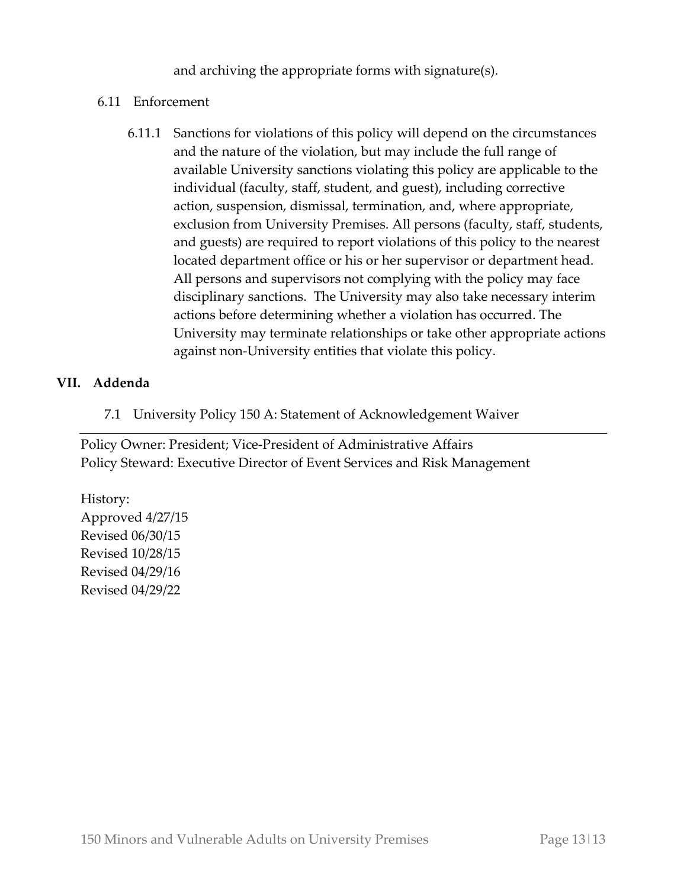and archiving the appropriate forms with signature(s).

6.11 Enforcement

6.11.1 Sanctions for violations of this policy will depend on the circumstances and the nature of the violation, but may include the full range of available University sanctions violating this policy are applicable to the individual (faculty, staff, student, and guest), including corrective action, suspension, dismissal, termination, and, where appropriate, exclusion from University Premises. All persons (faculty, staff, students, and guests) are required to report violations of this policy to the nearest located department office or his or her supervisor or department head. All persons and supervisors not complying with the policy may face disciplinary sanctions. The University may also take necessary interim actions before determining whether a violation has occurred. The University may terminate relationships or take other appropriate actions against non-University entities that violate this policy.

## VII. Addenda

7.1 University Policy 150 A: Statement of Acknowledgement Waiver

---

Policy Owner: President; Vice-President of Administrative Affairs
Policy Steward: Executive Director of Event Services and Risk Management

History:
Approved 4/27/15
Revised 06/30/15
Revised 10/28/15
Revised 04/29/16
Revised 04/29/22